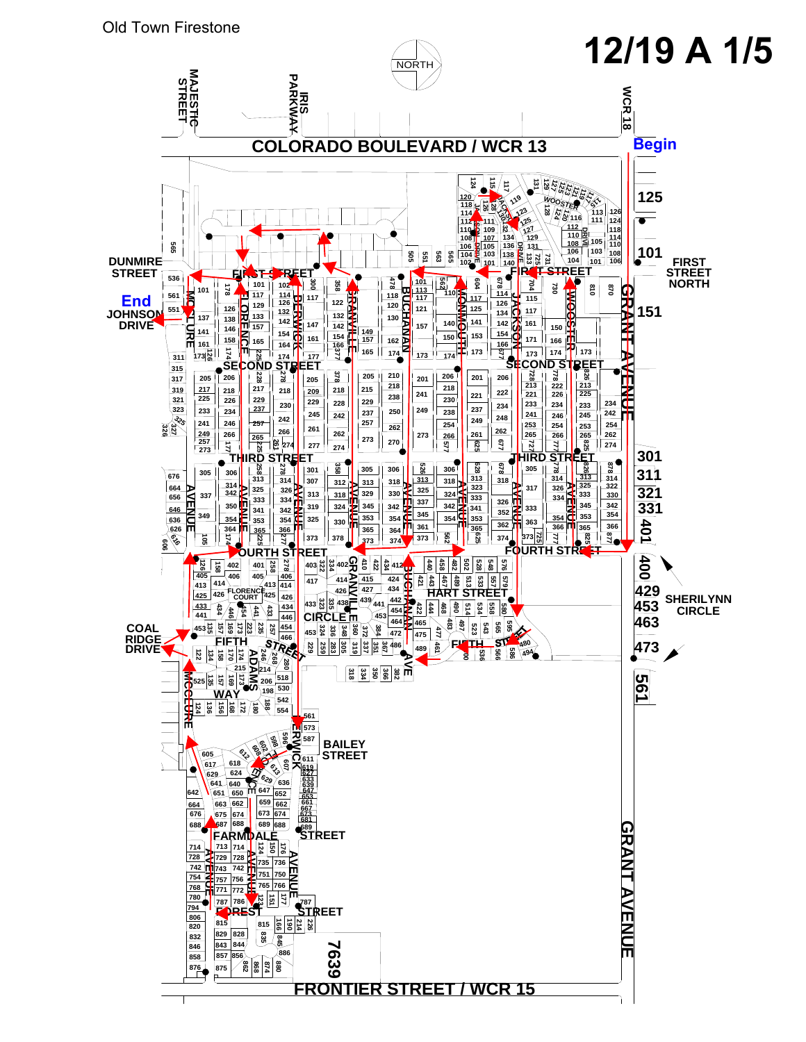Old Town Firestone

# 12/19 A 1/5

NORTH

Begin

End

COLORADO BOULEVARD / WCR 13

FRONTIER STREET / WCR 15

GRANT AVENUE

WCR 18

MAJESTIC STREET

IRIS PARKWAY

DUNMIRE STREET

JOHNSON DRIVE

COAL RIDGE DRIVE

FIRST STREET NORTH

SHERILYNN CIRCLE

BAILEY STREET

FIRST STREET

SECOND STREET

THIRD STREET

FOURTH STREET

FIFTH STREET

HART STREET

FARMDALE STREET

FOREST STREET

MCCLURE AVENUE

FLORENCE AVENUE

BERWICK AVENUE

GRANVILLE AVENUE

BUCHANAN AVENUE

MONMOUTH AVENUE

JACKSON AVENUE

WOOSTER AVENUE

WOOSTER DRIVE

JACKSON DRIVE

MONMOUTH DRIVE

FLORENCE COURT

CIRCLE

ADAMS WAY

125

101

151

301

311

321

331

401

400

429

453

463

473

561

7639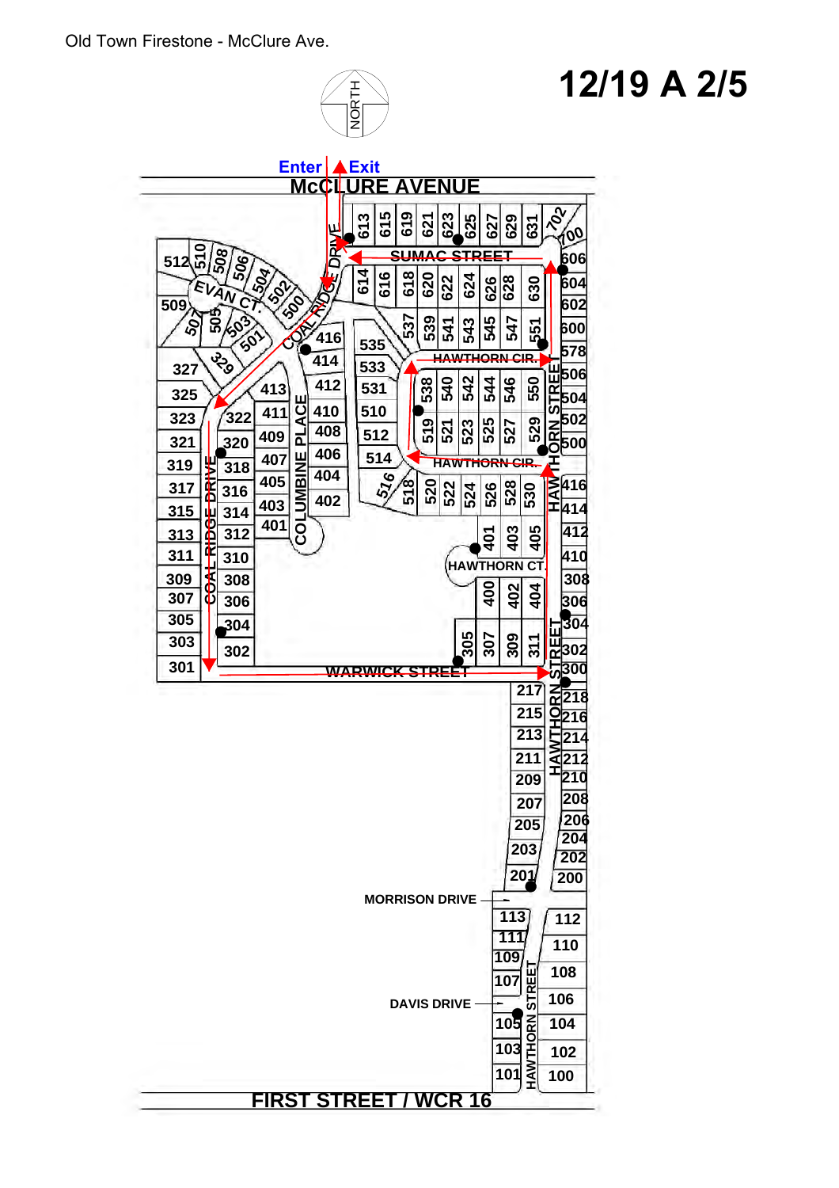Old Town Firestone - McClure Ave.

# 12/19 A 2/5

NORTH

Enter | Exit

MCCLURE AVENUE

SUMAC STREET

EVAN CT.

COAL RIDGE DRIVE

HAWTHORN CIR.

HAWTHORN CIR.

COLUMBINE PLACE

HAWTHORN STREET

HAWTHORN CT.

WARWICK STREET

MORRISON DRIVE

DAVIS DRIVE

FIRST STREET / WCR 16

613 615 619 621 623 625 627 629 631 702 700

606 604 602 600 578

614 616 618 620 622 624 626 628 630

512 510 508 506 504 502 500

509 507 505 503 501

416 414 412 410 408 406 404 402

535 533 531 510 512 514 516 518

537 539 541 543 545 547 551

538 540 542 544 546 550

519 521 523 525 527 529

520 522 524 526 528 530

506 504 502 500 416 414 412 410 308 306 304 302 300

327 329 325 323 321 319 317 315 313 311 309 307 305 303 301

413 411 409 407 405 403 401

322 320 318 316 314 312 310 308 306 304 302

401 403 405

400 402 404

305 307 309 311

217 215 213 211 209 207 205 203 201

218 216 214 212 210 208 206 204 202 200

113 111 109 107 105 103 101

112 110 108 106 104 102 100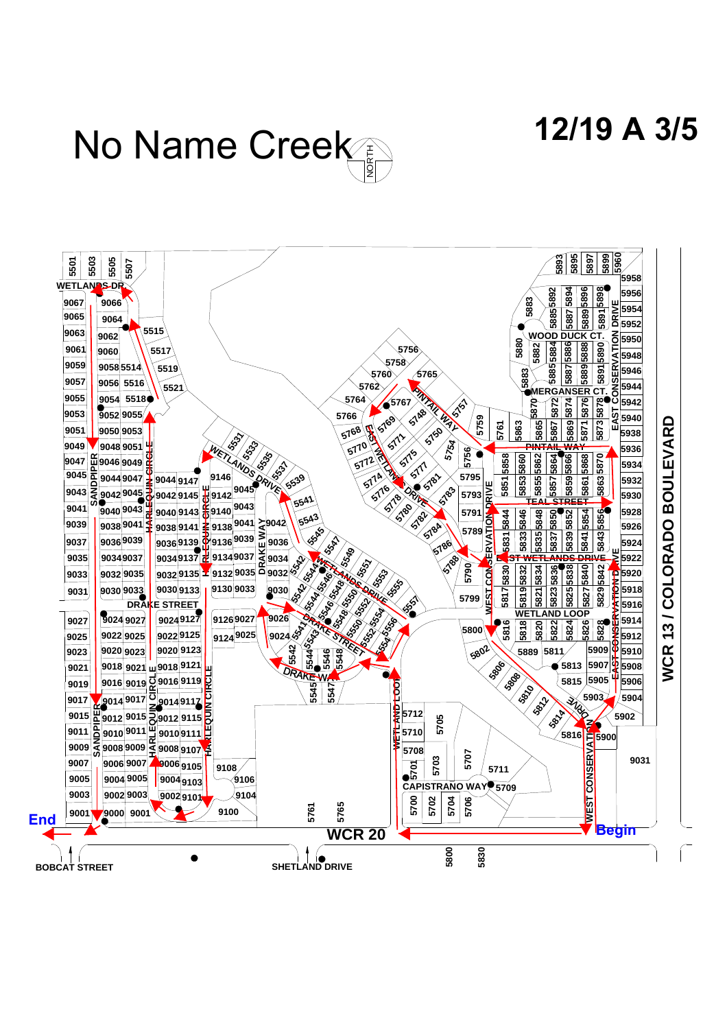# No Name Creek

## 12/19 A 3/5

NORTH

Begin

End

WETLANDS DR

SANDPIPER

HARLEQUIN CIRCLE

DRAKE STREET

DRAKE WAY

WETLANDS DRIVE

EAST WETLANDS DRIVE

PINTAIL WAY

WETLAND LOOP

CAPISTRANO WAY

WEST CONSERVATION DRIVE

EAST CONSERVATION DRIVE

TEAL STREET

WOOD DUCK CT.

MERGANSER CT.

WCR 20

WCR 13 / COLORADO BOULEVARD

BOBCAT STREET

SHETLAND DRIVE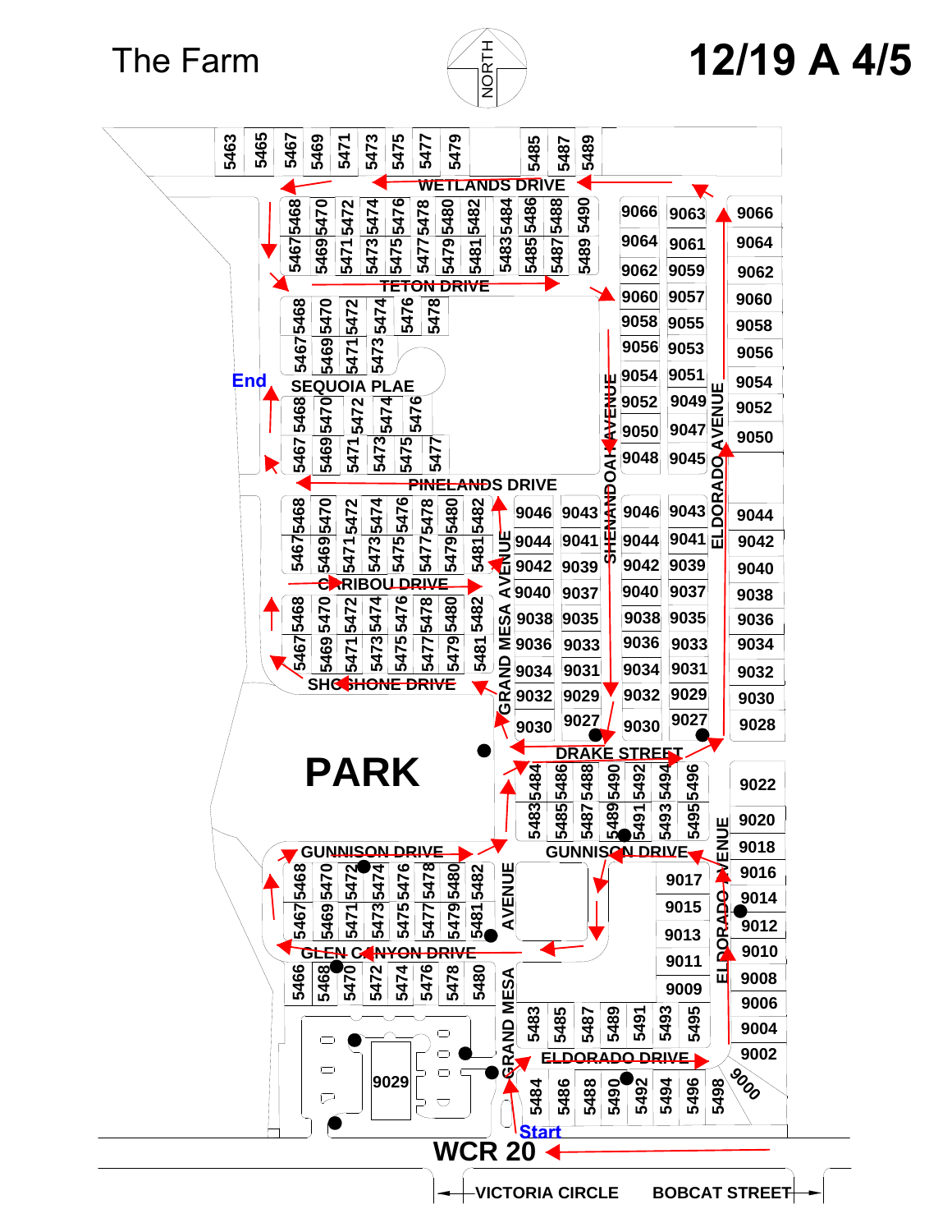# The Farm

NORTH

# 12/19 A 4/5

WETLANDS DRIVE

TETON DRIVE

SEQUOIA PLAE

End

PINELANDS DRIVE

CARIBOU DRIVE

SHOSHONE DRIVE

PARK

SHENANDOAH AVENUE

ELDORADO AVENUE

GRAND MESA AVENUE

DRAKE STREET

GUNNISON DRIVE

GLEN CANYON DRIVE

ELDORADO DRIVE

Start

WCR 20

VICTORIA CIRCLE

BOBCAT STREET

5463 5465 5467 5469 5471 5473 5475 5477 5479 5485 5487 5489

5468 5470 5472 5474 5476 5478 5480 5482 5484 5486 5488 5490

5467 5469 5471 5473 5475 5477 5479 5481 5483 5485 5487 5489

5468 5470 5472 5474 5476 5478

5467 5469 5471 5473

5468 5470 5472 5474 5476

5467 5469 5471 5473 5475 5477

5468 5470 5472 5474 5476 5478 5480 5482

5467 5469 5471 5473 5475 5477 5479 5481

5468 5470 5472 5474 5476 5478 5480 5482

5467 5469 5471 5473 5475 5477 5479 5481

9066 9064 9062 9060 9058 9056 9054 9052 9050 9048

9063 9061 9059 9057 9055 9053 9051 9049 9047 9045

9066 9064 9062 9060 9058 9056 9054 9052 9050

9046 9044 9042 9040 9038 9036 9034 9032 9030

9043 9041 9039 9037 9035 9033 9031 9029 9027

9046 9044 9042 9040 9038 9036 9034 9032 9030

9043 9041 9039 9037 9035 9033 9031 9029 9027

9044 9042 9040 9038 9036 9034 9032 9030 9028

5484 5486 5488 5490 5492 5494 5496

5483 5485 5487 5489 5491 5493 5495

9022 9020 9018 9016 9014 9012 9010 9008 9006 9004 9002 9000

9017 9015 9013 9011 9009

5468 5470 5472 5474 5476 5478 5480 5482

5467 5469 5471 5473 5475 5477 5479 5481

5466 5468 5470 5472 5474 5476 5478 5480

9029

5483 5485 5487 5489 5491 5493 5495

5484 5486 5488 5490 5492 5494 5496 5498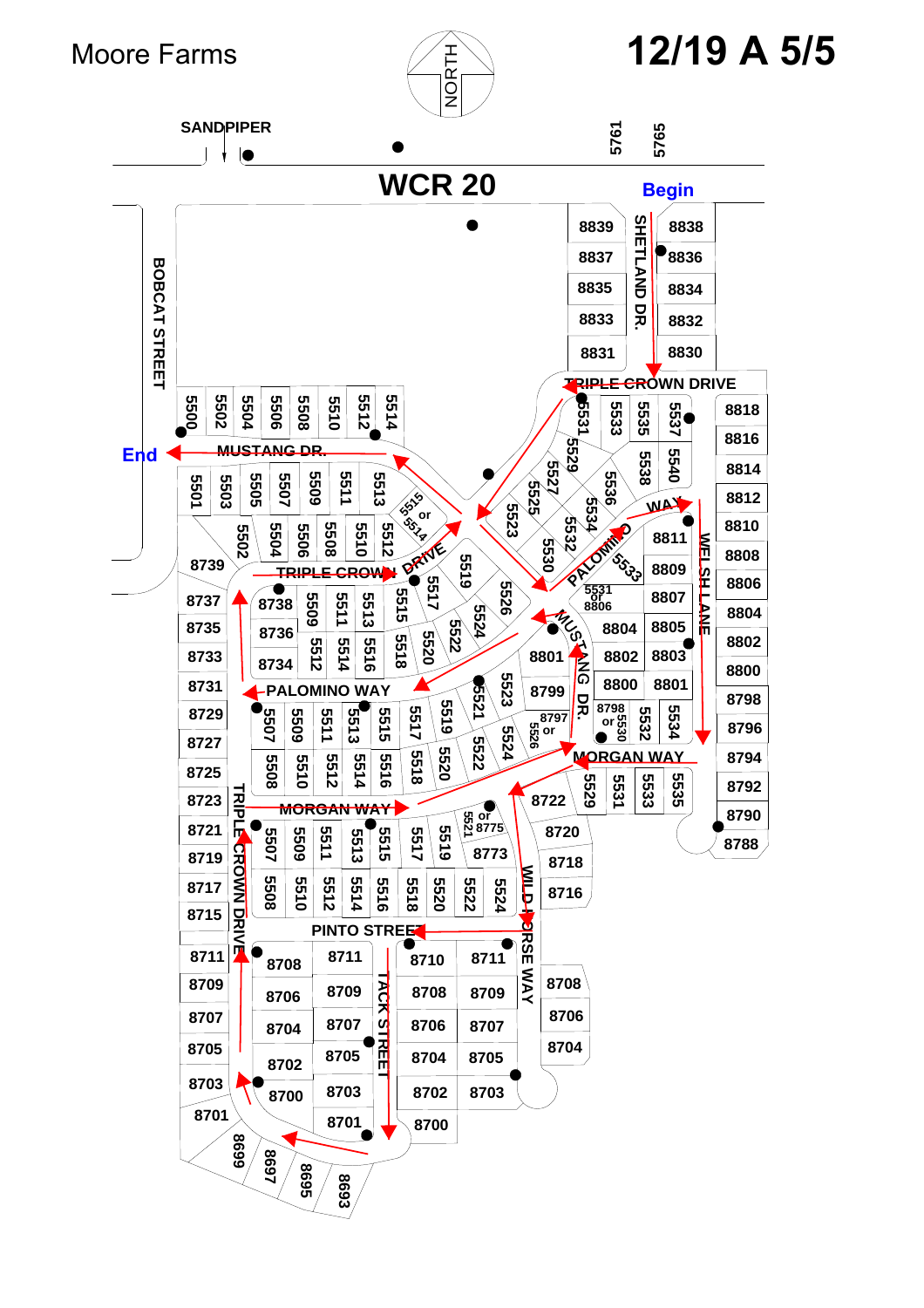Moore Farms

NORTH

# 12/19 A 5/5

SANDPIPER

5761
5765

WCR 20

Begin

SHETLAND DR.

8839
8837
8835
8833
8831

8838
8836
8834
8832
8830

TRIPLE CROWN DRIVE

BOBCAT STREET

End

MUSTANG DR.

5500
5502
5504
5506
5508
5510
5512
5514

5501
5503
5505
5507
5509
5511
5513

5515 or 5514

5502
5504
5506
5508
5510
5512

8739

TRIPLE CROWN DRIVE

5531
5533
5535
5537
5529
5538
5540
5527
5536
5525
5534
5523
5532
5530
5519
5517
5515
5526
5524
5522
5520
5518

WAY

PALOMINO

5533

8811
8809
8807

5531 or 8806

8805
8804
8802
8803
8800
8801

WELSH LANE

8818
8816
8814
8812
8810
8808
8806
8804
8802
8800
8798
8796
8794
8792
8790
8788

MUSTANG DR.

8801
8799

8798 or 5530

8797 or 5526

5532
5534

8737
8735
8733
8731
8729
8727
8725
8723
8721
8719
8717
8715
8711
8709
8707
8705
8703
8701

8738
8736
8734

5509
5511
5513
5512
5514
5516

PALOMINO WAY

5507
5509
5511
5513
5515
5517
5519
5521
5523
5524
5522
5520
5518
5516
5514
5512
5510
5508

MORGAN WAY

5529
5531
5533
5535

8722

MORGAN WAY

5507
5509
5511
5513
5515
5517
5519

5521 or 8775

8773

5508
5510
5512
5514
5516
5518
5520
5522
5524

8720
8718
8716

WILD HORSE WAY

TRIPLE CROWN DRIVE

PINTO STREET

8708
8706
8704
8702
8700

8711
8709
8707
8705
8703
8701

TACK STREET

8710
8708
8706
8704
8702
8700

8711
8709
8707
8705
8703

8708
8706
8704

8699
8697
8695
8693